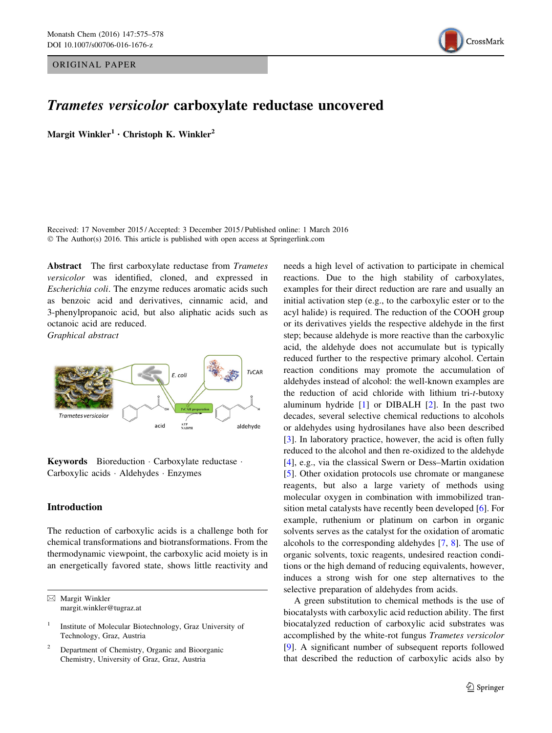ORIGINAL PAPER

# *Trametes versicolor* carboxylate reductase uncovered

**Margit Winkler[1] · Christoph K. Winkler[2]**

Received: 17 November 2015 / Accepted: 3 December 2015 / Published online: 1 March 2016
© The Author(s) 2016. This article is published with open access at Springerlink.com

**Abstract** The first carboxylate reductase from *Trametes versicolor* was identified, cloned, and expressed in *Escherichia coli*. The enzyme reduces aromatic acids such as benzoic acid and derivatives, cinnamic acid, and 3-phenylpropanoic acid, but also aliphatic acids such as octanoic acid are reduced.

*Graphical abstract*

**Keywords** Bioreduction · Carboxylate reductase · Carboxylic acids · Aldehydes · Enzymes

## Introduction

The reduction of carboxylic acids is a challenge both for chemical transformations and biotransformations. From the thermodynamic viewpoint, the carboxylic acid moiety is in an energetically favored state, shows little reactivity and needs a high level of activation to participate in chemical reactions. Due to the high stability of carboxylates, examples for their direct reduction are rare and usually an initial activation step (e.g., to the carboxylic ester or to the acyl halide) is required. The reduction of the COOH group or its derivatives yields the respective aldehyde in the first step; because aldehyde is more reactive than the carboxylic acid, the aldehyde does not accumulate but is typically reduced further to the respective primary alcohol. Certain reaction conditions may promote the accumulation of aldehydes instead of alcohol: the well-known examples are the reduction of acid chloride with lithium tri-*t*-butoxy aluminum hydride [1] or DIBALH [2]. In the past two decades, several selective chemical reductions to alcohols or aldehydes using hydrosilanes have also been described [3]. In laboratory practice, however, the acid is often fully reduced to the alcohol and then re-oxidized to the aldehyde [4], e.g., via the classical Swern or Dess–Martin oxidation [5]. Other oxidation protocols use chromate or manganese reagents, but also a large variety of methods using molecular oxygen in combination with immobilized transition metal catalysts have recently been developed [6]. For example, ruthenium or platinum on carbon in organic solvents serves as the catalyst for the oxidation of aromatic alcohols to the corresponding aldehydes [7, 8]. The use of organic solvents, toxic reagents, undesired reaction conditions or the high demand of reducing equivalents, however, induces a strong wish for one step alternatives to the selective preparation of aldehydes from acids.

A green substitution to chemical methods is the use of biocatalysts with carboxylic acid reduction ability. The first biocatalyzed reduction of carboxylic acid substrates was accomplished by the white-rot fungus *Trametes versicolor* [9]. A significant number of subsequent reports followed that described the reduction of carboxylic acids also by

---

✉ Margit Winkler
margit.winkler@tugraz.at

[1] Institute of Molecular Biotechnology, Graz University of Technology, Graz, Austria

[2] Department of Chemistry, Organic and Bioorganic Chemistry, University of Graz, Graz, Austria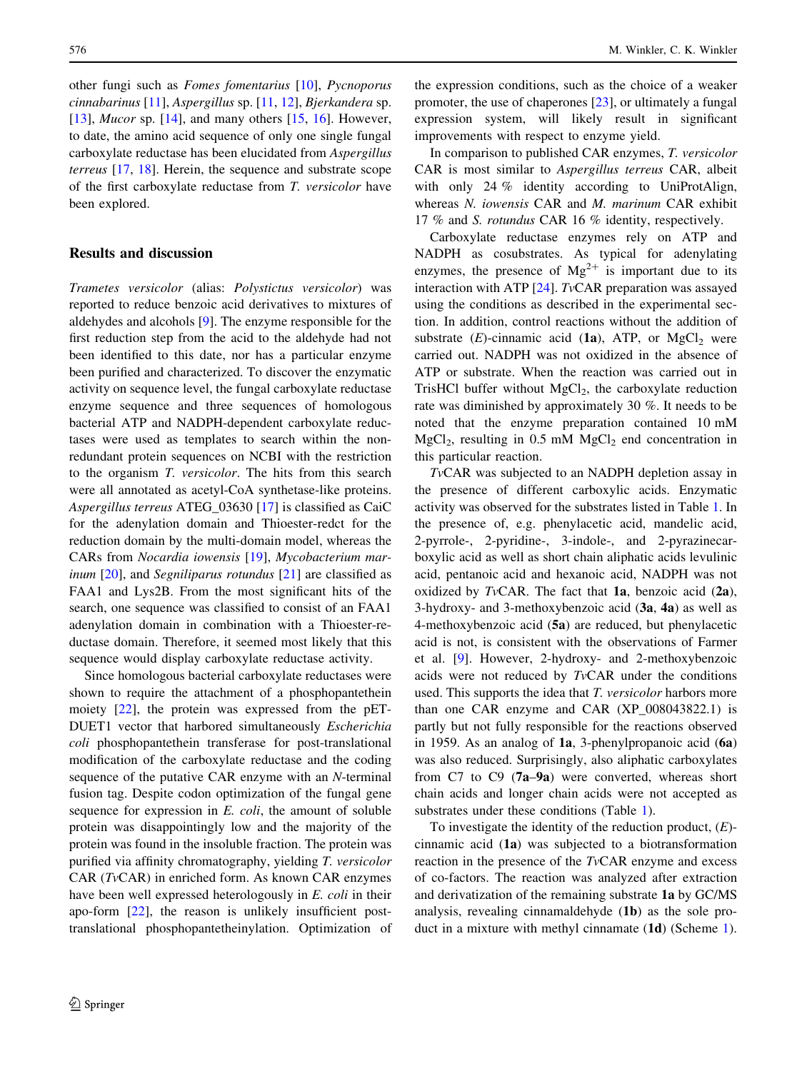other fungi such as *Fomes fomentarius* [10], *Pycnoporus cinnabarinus* [11], *Aspergillus* sp. [11, 12], *Bjerkandera* sp. [13], *Mucor* sp. [14], and many others [15, 16]. However, to date, the amino acid sequence of only one single fungal carboxylate reductase has been elucidated from *Aspergillus terreus* [17, 18]. Herein, the sequence and substrate scope of the first carboxylate reductase from *T. versicolor* have been explored.

## Results and discussion

*Trametes versicolor* (alias: *Polystictus versicolor*) was reported to reduce benzoic acid derivatives to mixtures of aldehydes and alcohols [9]. The enzyme responsible for the first reduction step from the acid to the aldehyde had not been identified to this date, nor has a particular enzyme been purified and characterized. To discover the enzymatic activity on sequence level, the fungal carboxylate reductase enzyme sequence and three sequences of homologous bacterial ATP and NADPH-dependent carboxylate reductases were used as templates to search within the non-redundant protein sequences on NCBI with the restriction to the organism *T. versicolor*. The hits from this search were all annotated as acetyl-CoA synthetase-like proteins. *Aspergillus terreus* ATEG_03630 [17] is classified as CaiC for the adenylation domain and Thioester-redct for the reduction domain by the multi-domain model, whereas the CARs from *Nocardia iowensis* [19], *Mycobacterium marinum* [20], and *Segniliparus rotundus* [21] are classified as FAA1 and Lys2B. From the most significant hits of the search, one sequence was classified to consist of an FAA1 adenylation domain in combination with a Thioester-reductase domain. Therefore, it seemed most likely that this sequence would display carboxylate reductase activity.

Since homologous bacterial carboxylate reductases were shown to require the attachment of a phosphopantethein moiety [22], the protein was expressed from the pET-DUET1 vector that harbored simultaneously *Escherichia coli* phosphopantethein transferase for post-translational modification of the carboxylate reductase and the coding sequence of the putative CAR enzyme with an *N*-terminal fusion tag. Despite codon optimization of the fungal gene sequence for expression in *E. coli*, the amount of soluble protein was disappointingly low and the majority of the protein was found in the insoluble fraction. The protein was purified via affinity chromatography, yielding *T. versicolor* CAR (*Tv*CAR) in enriched form. As known CAR enzymes have been well expressed heterologously in *E. coli* in their apo-form [22], the reason is unlikely insufficient post-translational phosphopantetheinylation. Optimization of the expression conditions, such as the choice of a weaker promoter, the use of chaperones [23], or ultimately a fungal expression system, will likely result in significant improvements with respect to enzyme yield.

In comparison to published CAR enzymes, *T. versicolor* CAR is most similar to *Aspergillus terreus* CAR, albeit with only 24 % identity according to UniProtAlign, whereas *N. iowensis* CAR and *M. marinum* CAR exhibit 17 % and *S. rotundus* CAR 16 % identity, respectively.

Carboxylate reductase enzymes rely on ATP and NADPH as cosubstrates. As typical for adenylating enzymes, the presence of $Mg^{2+}$ is important due to its interaction with ATP [24]. *Tv*CAR preparation was assayed using the conditions as described in the experimental section. In addition, control reactions without the addition of substrate (*E*)-cinnamic acid (**1a**), ATP, or $MgCl_2$ were carried out. NADPH was not oxidized in the absence of ATP or substrate. When the reaction was carried out in TrisHCl buffer without $MgCl_2$, the carboxylate reduction rate was diminished by approximately 30 %. It needs to be noted that the enzyme preparation contained 10 mM $MgCl_2$, resulting in 0.5 mM $MgCl_2$ end concentration in this particular reaction.

*Tv*CAR was subjected to an NADPH depletion assay in the presence of different carboxylic acids. Enzymatic activity was observed for the substrates listed in Table 1. In the presence of, e.g. phenylacetic acid, mandelic acid, 2-pyrrole-, 2-pyridine-, 3-indole-, and 2-pyrazinecarboxylic acid as well as short chain aliphatic acids levulinic acid, pentanoic acid and hexanoic acid, NADPH was not oxidized by *Tv*CAR. The fact that **1a**, benzoic acid (**2a**), 3-hydroxy- and 3-methoxybenzoic acid (**3a**, **4a**) as well as 4-methoxybenzoic acid (**5a**) are reduced, but phenylacetic acid is not, is consistent with the observations of Farmer et al. [9]. However, 2-hydroxy- and 2-methoxybenzoic acids were not reduced by *Tv*CAR under the conditions used. This supports the idea that *T. versicolor* harbors more than one CAR enzyme and CAR (XP_008043822.1) is partly but not fully responsible for the reactions observed in 1959. As an analog of **1a**, 3-phenylpropanoic acid (**6a**) was also reduced. Surprisingly, also aliphatic carboxylates from C7 to C9 (**7a**–**9a**) were converted, whereas short chain acids and longer chain acids were not accepted as substrates under these conditions (Table 1).

To investigate the identity of the reduction product, (*E*)-cinnamic acid (**1a**) was subjected to a biotransformation reaction in the presence of the *Tv*CAR enzyme and excess of co-factors. The reaction was analyzed after extraction and derivatization of the remaining substrate **1a** by GC/MS analysis, revealing cinnamaldehyde (**1b**) as the sole product in a mixture with methyl cinnamate (**1d**) (Scheme 1).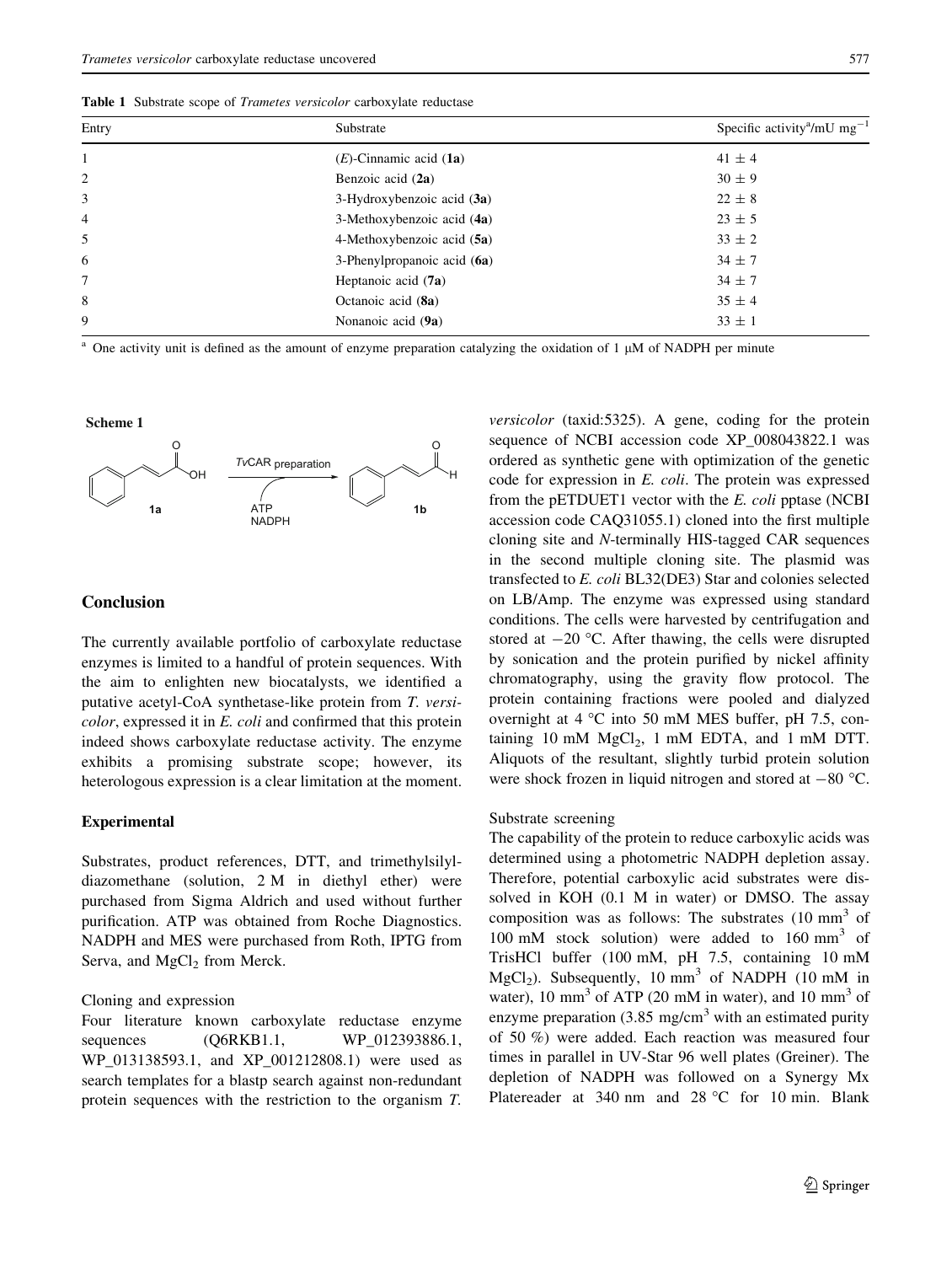**Table 1** Substrate scope of *Trametes versicolor* carboxylate reductase

| Entry | Substrate | Specific activity[a]/mU mg$^{-1}$ |
|---|---|---|
| 1 | (*E*)-Cinnamic acid (**1a**) | 41 ± 4 |
| 2 | Benzoic acid (**2a**) | 30 ± 9 |
| 3 | 3-Hydroxybenzoic acid (**3a**) | 22 ± 8 |
| 4 | 3-Methoxybenzoic acid (**4a**) | 23 ± 5 |
| 5 | 4-Methoxybenzoic acid (**5a**) | 33 ± 2 |
| 6 | 3-Phenylpropanoic acid (**6a**) | 34 ± 7 |
| 7 | Heptanoic acid (**7a**) | 34 ± 7 |
| 8 | Octanoic acid (**8a**) | 35 ± 4 |
| 9 | Nonanoic acid (**9a**) | 33 ± 1 |

[a] One activity unit is defined as the amount of enzyme preparation catalyzing the oxidation of 1 μM of NADPH per minute

**Scheme 1**

**1a** → (*Tv*CAR preparation; ATP, NADPH) → **1b**

## Conclusion

The currently available portfolio of carboxylate reductase enzymes is limited to a handful of protein sequences. With the aim to enlighten new biocatalysts, we identified a putative acetyl-CoA synthetase-like protein from *T. versicolor*, expressed it in *E. coli* and confirmed that this protein indeed shows carboxylate reductase activity. The enzyme exhibits a promising substrate scope; however, its heterologous expression is a clear limitation at the moment.

## Experimental

Substrates, product references, DTT, and trimethylsilyldiazomethane (solution, 2 M in diethyl ether) were purchased from Sigma Aldrich and used without further purification. ATP was obtained from Roche Diagnostics. NADPH and MES were purchased from Roth, IPTG from Serva, and $MgCl_2$ from Merck.

### Cloning and expression

Four literature known carboxylate reductase enzyme sequences (Q6RKB1.1, WP_012393886.1, WP_013138593.1, and XP_001212808.1) were used as search templates for a blastp search against non-redundant protein sequences with the restriction to the organism *T. versicolor* (taxid:5325). A gene, coding for the protein sequence of NCBI accession code XP_008043822.1 was ordered as synthetic gene with optimization of the genetic code for expression in *E. coli*. The protein was expressed from the pETDUET1 vector with the *E. coli* pptase (NCBI accession code CAQ31055.1) cloned into the first multiple cloning site and *N*-terminally HIS-tagged CAR sequences in the second multiple cloning site. The plasmid was transfected to *E. coli* BL32(DE3) Star and colonies selected on LB/Amp. The enzyme was expressed using standard conditions. The cells were harvested by centrifugation and stored at −20 °C. After thawing, the cells were disrupted by sonication and the protein purified by nickel affinity chromatography, using the gravity flow protocol. The protein containing fractions were pooled and dialyzed overnight at 4 °C into 50 mM MES buffer, pH 7.5, containing 10 mM $MgCl_2$, 1 mM EDTA, and 1 mM DTT. Aliquots of the resultant, slightly turbid protein solution were shock frozen in liquid nitrogen and stored at −80 °C.

### Substrate screening

The capability of the protein to reduce carboxylic acids was determined using a photometric NADPH depletion assay. Therefore, potential carboxylic acid substrates were dissolved in KOH (0.1 M in water) or DMSO. The assay composition was as follows: The substrates (10 mm$^3$ of 100 mM stock solution) were added to 160 mm$^3$ of TrisHCl buffer (100 mM, pH 7.5, containing 10 mM $MgCl_2$). Subsequently, 10 mm$^3$ of NADPH (10 mM in water), 10 mm$^3$ of ATP (20 mM in water), and 10 mm$^3$ of enzyme preparation (3.85 mg/cm$^3$ with an estimated purity of 50 %) were added. Each reaction was measured four times in parallel in UV-Star 96 well plates (Greiner). The depletion of NADPH was followed on a Synergy Mx Platereader at 340 nm and 28 °C for 10 min. Blank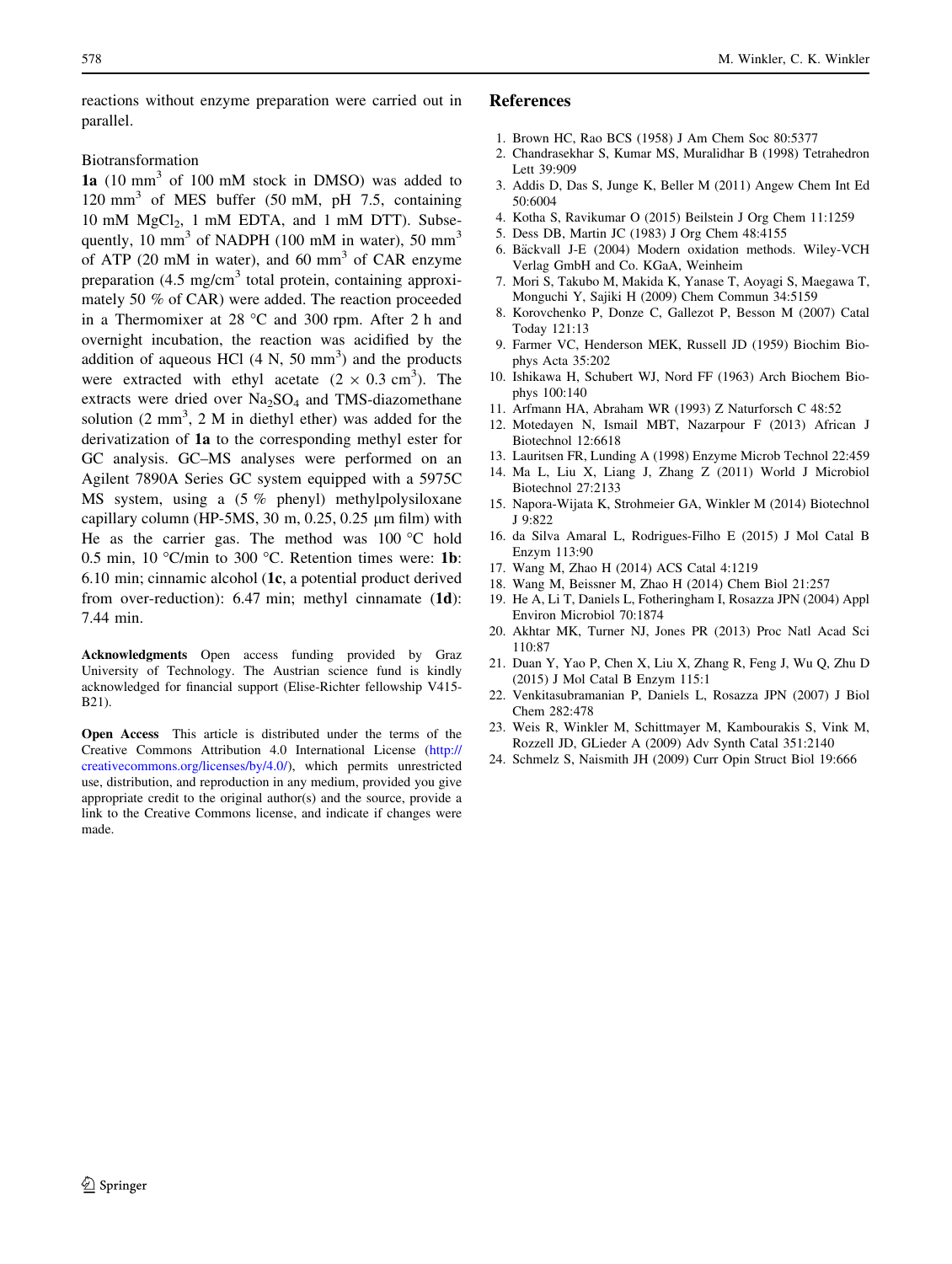reactions without enzyme preparation were carried out in parallel.

Biotransformation

**1a** (10 $mm^3$ of 100 mM stock in DMSO) was added to 120 $mm^3$ of MES buffer (50 mM, pH 7.5, containing 10 mM $MgCl_2$, 1 mM EDTA, and 1 mM DTT). Subsequently, 10 $mm^3$ of NADPH (100 mM in water), 50 $mm^3$ of ATP (20 mM in water), and 60 $mm^3$ of CAR enzyme preparation (4.5 mg/$cm^3$ total protein, containing approximately 50 % of CAR) were added. The reaction proceeded in a Thermomixer at 28 °C and 300 rpm. After 2 h and overnight incubation, the reaction was acidified by the addition of aqueous HCl (4 N, 50 $mm^3$) and the products were extracted with ethyl acetate (2 × 0.3 $cm^3$). The extracts were dried over $Na_2SO_4$ and TMS-diazomethane solution (2 $mm^3$, 2 M in diethyl ether) was added for the derivatization of **1a** to the corresponding methyl ester for GC analysis. GC–MS analyses were performed on an Agilent 7890A Series GC system equipped with a 5975C MS system, using a (5 % phenyl) methylpolysiloxane capillary column (HP-5MS, 30 m, 0.25, 0.25 µm film) with He as the carrier gas. The method was 100 °C hold 0.5 min, 10 °C/min to 300 °C. Retention times were: **1b**: 6.10 min; cinnamic alcohol (**1c**, a potential product derived from over-reduction): 6.47 min; methyl cinnamate (**1d**): 7.44 min.

**Acknowledgments** Open access funding provided by Graz University of Technology. The Austrian science fund is kindly acknowledged for financial support (Elise-Richter fellowship V415-B21).

**Open Access** This article is distributed under the terms of the Creative Commons Attribution 4.0 International License (http://creativecommons.org/licenses/by/4.0/), which permits unrestricted use, distribution, and reproduction in any medium, provided you give appropriate credit to the original author(s) and the source, provide a link to the Creative Commons license, and indicate if changes were made.

## References

1. Brown HC, Rao BCS (1958) J Am Chem Soc 80:5377
2. Chandrasekhar S, Kumar MS, Muralidhar B (1998) Tetrahedron Lett 39:909
3. Addis D, Das S, Junge K, Beller M (2011) Angew Chem Int Ed 50:6004
4. Kotha S, Ravikumar O (2015) Beilstein J Org Chem 11:1259
5. Dess DB, Martin JC (1983) J Org Chem 48:4155
6. Bäckvall J-E (2004) Modern oxidation methods. Wiley-VCH Verlag GmbH and Co. KGaA, Weinheim
7. Mori S, Takubo M, Makida K, Yanase T, Aoyagi S, Maegawa T, Monguchi Y, Sajiki H (2009) Chem Commun 34:5159
8. Korovchenko P, Donze C, Gallezot P, Besson M (2007) Catal Today 121:13
9. Farmer VC, Henderson MEK, Russell JD (1959) Biochim Biophys Acta 35:202
10. Ishikawa H, Schubert WJ, Nord FF (1963) Arch Biochem Biophys 100:140
11. Arfmann HA, Abraham WR (1993) Z Naturforsch C 48:52
12. Motedayen N, Ismail MBT, Nazarpour F (2013) African J Biotechnol 12:6618
13. Lauritsen FR, Lunding A (1998) Enzyme Microb Technol 22:459
14. Ma L, Liu X, Liang J, Zhang Z (2011) World J Microbiol Biotechnol 27:2133
15. Napora-Wijata K, Strohmeier GA, Winkler M (2014) Biotechnol J 9:822
16. da Silva Amaral L, Rodrigues-Filho E (2015) J Mol Catal B Enzym 113:90
17. Wang M, Zhao H (2014) ACS Catal 4:1219
18. Wang M, Beissner M, Zhao H (2014) Chem Biol 21:257
19. He A, Li T, Daniels L, Fotheringham I, Rosazza JPN (2004) Appl Environ Microbiol 70:1874
20. Akhtar MK, Turner NJ, Jones PR (2013) Proc Natl Acad Sci 110:87
21. Duan Y, Yao P, Chen X, Liu X, Zhang R, Feng J, Wu Q, Zhu D (2015) J Mol Catal B Enzym 115:1
22. Venkitasubramanian P, Daniels L, Rosazza JPN (2007) J Biol Chem 282:478
23. Weis R, Winkler M, Schittmayer M, Kambourakis S, Vink M, Rozzell JD, GLieder A (2009) Adv Synth Catal 351:2140
24. Schmelz S, Naismith JH (2009) Curr Opin Struct Biol 19:666